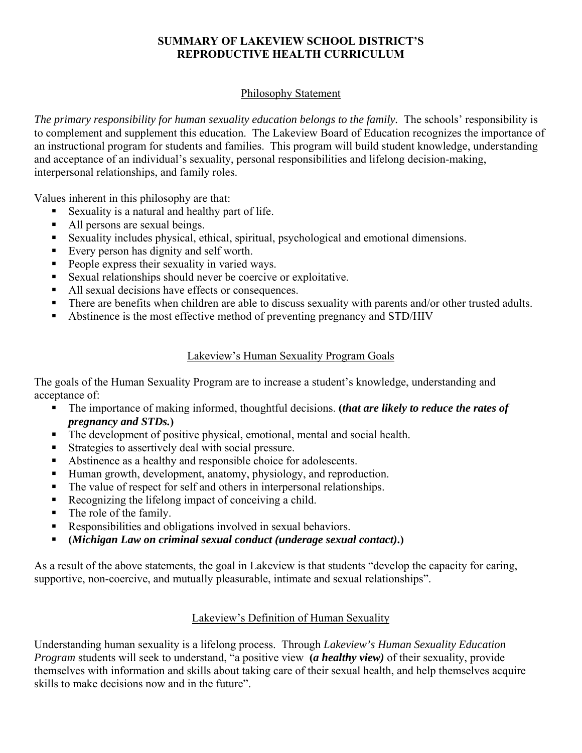# SUMMARY OF LAKEVIEW SCHOOL DISTRICT'S REPRODUCTIVE HEALTH CURRICULUM

## Philosophy Statement

*The primary responsibility for human sexuality education belongs to the family.* The schools' responsibility is to complement and supplement this education. The Lakeview Board of Education recognizes the importance of an instructional program for students and families. This program will build student knowledge, understanding and acceptance of an individual's sexuality, personal responsibilities and lifelong decision-making, interpersonal relationships, and family roles.

Values inherent in this philosophy are that:

- Sexuality is a natural and healthy part of life.
- All persons are sexual beings.
- Sexuality includes physical, ethical, spiritual, psychological and emotional dimensions.
- Every person has dignity and self worth.
- People express their sexuality in varied ways.
- Sexual relationships should never be coercive or exploitative.
- All sexual decisions have effects or consequences.
- There are benefits when children are able to discuss sexuality with parents and/or other trusted adults.
- Abstinence is the most effective method of preventing pregnancy and STD/HIV

## Lakeview's Human Sexuality Program Goals

The goals of the Human Sexuality Program are to increase a student's knowledge, understanding and acceptance of:

- The importance of making informed, thoughtful decisions. **(*that are likely to reduce the rates of pregnancy and STDs.*)**
- The development of positive physical, emotional, mental and social health.
- Strategies to assertively deal with social pressure.
- Abstinence as a healthy and responsible choice for adolescents.
- Human growth, development, anatomy, physiology, and reproduction.
- The value of respect for self and others in interpersonal relationships.
- Recognizing the lifelong impact of conceiving a child.
- The role of the family.
- Responsibilities and obligations involved in sexual behaviors.
- **(*Michigan Law on criminal sexual conduct (underage sexual contact)*.)**

As a result of the above statements, the goal in Lakeview is that students "develop the capacity for caring, supportive, non-coercive, and mutually pleasurable, intimate and sexual relationships".

## Lakeview's Definition of Human Sexuality

Understanding human sexuality is a lifelong process. Through *Lakeview's Human Sexuality Education Program* students will seek to understand, "a positive view **(*a healthy view)*** of their sexuality, provide themselves with information and skills about taking care of their sexual health, and help themselves acquire skills to make decisions now and in the future".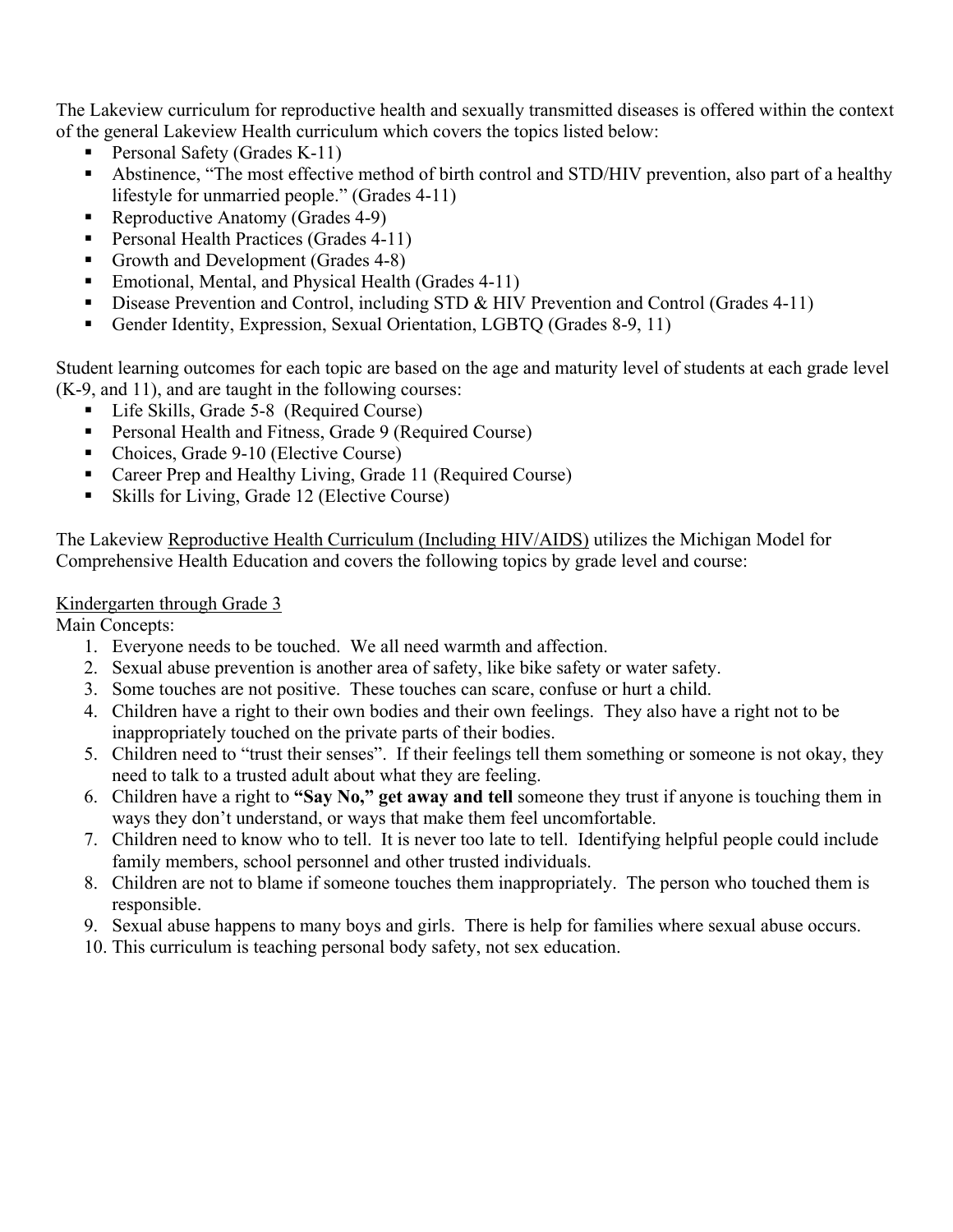The Lakeview curriculum for reproductive health and sexually transmitted diseases is offered within the context of the general Lakeview Health curriculum which covers the topics listed below:

- Personal Safety (Grades K-11)
- Abstinence, "The most effective method of birth control and STD/HIV prevention, also part of a healthy lifestyle for unmarried people." (Grades 4-11)
- Reproductive Anatomy (Grades 4-9)
- Personal Health Practices (Grades 4-11)
- Growth and Development (Grades 4-8)
- Emotional, Mental, and Physical Health (Grades 4-11)
- Disease Prevention and Control, including STD & HIV Prevention and Control (Grades 4-11)
- Gender Identity, Expression, Sexual Orientation, LGBTQ (Grades 8-9, 11)

Student learning outcomes for each topic are based on the age and maturity level of students at each grade level (K-9, and 11), and are taught in the following courses:

- Life Skills, Grade 5-8 (Required Course)
- Personal Health and Fitness, Grade 9 (Required Course)
- Choices, Grade 9-10 (Elective Course)
- Career Prep and Healthy Living, Grade 11 (Required Course)
- Skills for Living, Grade 12 (Elective Course)

The Lakeview Reproductive Health Curriculum (Including HIV/AIDS) utilizes the Michigan Model for Comprehensive Health Education and covers the following topics by grade level and course:

Kindergarten through Grade 3

Main Concepts:

1. Everyone needs to be touched. We all need warmth and affection.
2. Sexual abuse prevention is another area of safety, like bike safety or water safety.
3. Some touches are not positive. These touches can scare, confuse or hurt a child.
4. Children have a right to their own bodies and their own feelings. They also have a right not to be inappropriately touched on the private parts of their bodies.
5. Children need to "trust their senses". If their feelings tell them something or someone is not okay, they need to talk to a trusted adult about what they are feeling.
6. Children have a right to **"Say No," get away and tell** someone they trust if anyone is touching them in ways they don't understand, or ways that make them feel uncomfortable.
7. Children need to know who to tell. It is never too late to tell. Identifying helpful people could include family members, school personnel and other trusted individuals.
8. Children are not to blame if someone touches them inappropriately. The person who touched them is responsible.
9. Sexual abuse happens to many boys and girls. There is help for families where sexual abuse occurs.
10. This curriculum is teaching personal body safety, not sex education.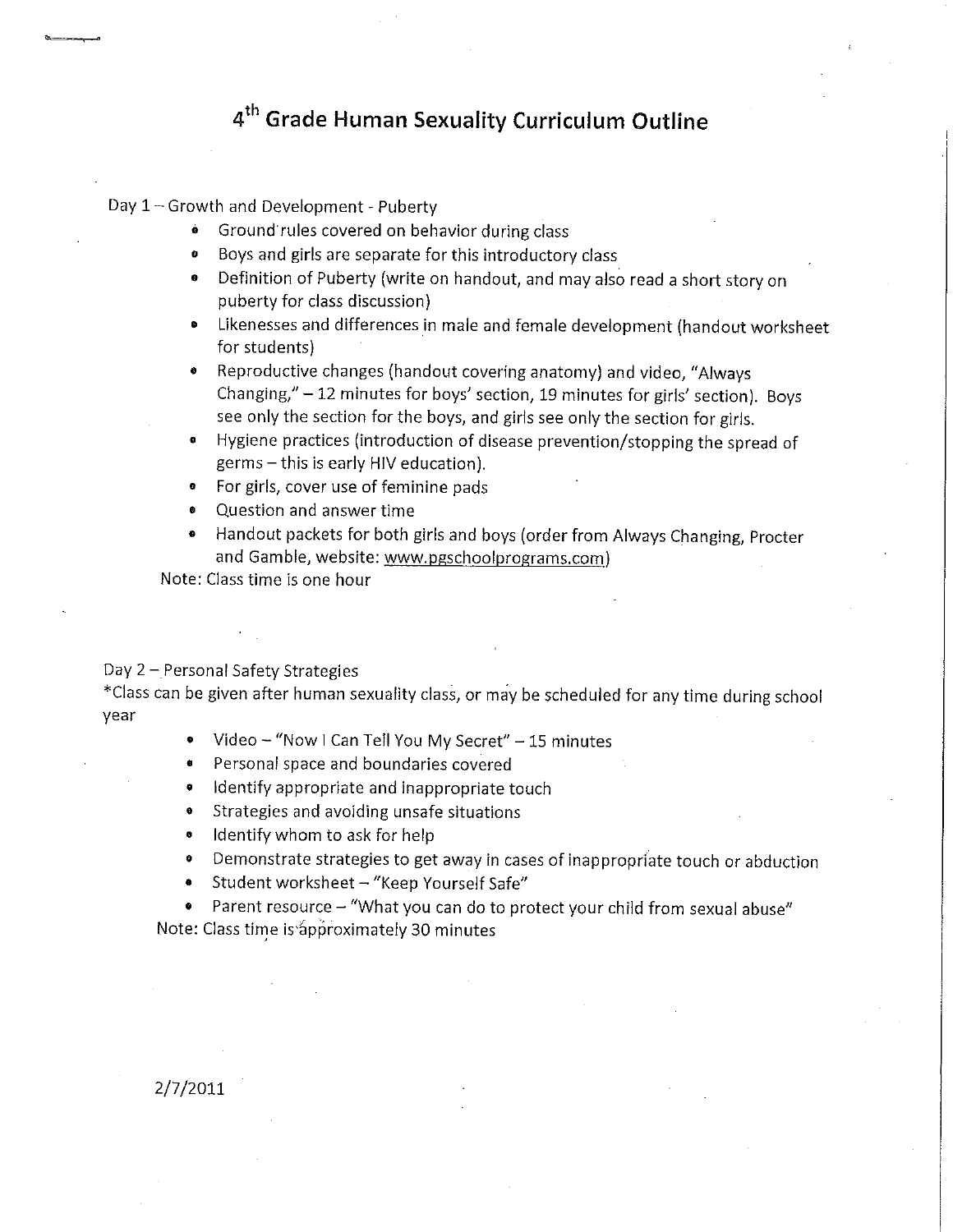# 4th Grade Human Sexuality Curriculum Outline

Day 1 – Growth and Development - Puberty

- Ground rules covered on behavior during class
- Boys and girls are separate for this introductory class
- Definition of Puberty (write on handout, and may also read a short story on puberty for class discussion)
- Likenesses and differences in male and female development (handout worksheet for students)
- Reproductive changes (handout covering anatomy) and video, "Always Changing," – 12 minutes for boys' section, 19 minutes for girls' section). Boys see only the section for the boys, and girls see only the section for girls.
- Hygiene practices (introduction of disease prevention/stopping the spread of germs – this is early HIV education).
- For girls, cover use of feminine pads
- Question and answer time
- Handout packets for both girls and boys (order from Always Changing, Procter and Gamble, website: www.pgschoolprograms.com)

Note: Class time is one hour

Day 2 – Personal Safety Strategies

*Class can be given after human sexuality class, or may be scheduled for any time during school year

- Video – "Now I Can Tell You My Secret" – 15 minutes
- Personal space and boundaries covered
- Identify appropriate and inappropriate touch
- Strategies and avoiding unsafe situations
- Identify whom to ask for help
- Demonstrate strategies to get away in cases of inappropriate touch or abduction
- Student worksheet – "Keep Yourself Safe"
- Parent resource – "What you can do to protect your child from sexual abuse"

Note: Class time is approximately 30 minutes

2/7/2011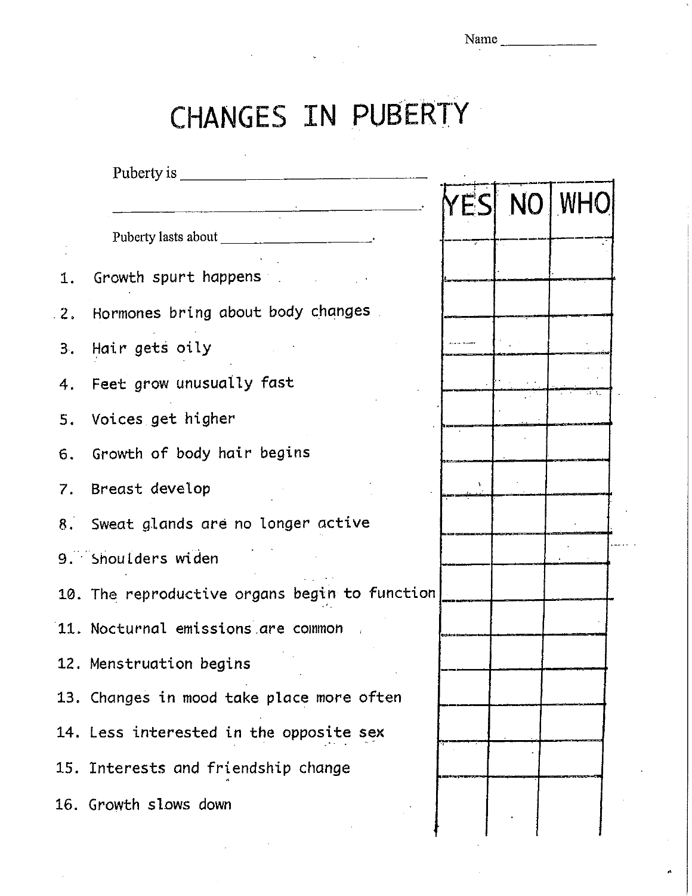Name ____________

# CHANGES IN PUBERTY

Puberty is ______________________________

______________________________________.

Puberty lasts about ____________________.

| | YES | NO | WHO |
|---|---|---|---|
| 1. Growth spurt happens | | | |
| 2. Hormones bring about body changes | | | |
| 3. Hair gets oily | | | |
| 4. Feet grow unusually fast | | | |
| 5. Voices get higher | | | |
| 6. Growth of body hair begins | | | |
| 7. Breast develop | | | |
| 8. Sweat glands are no longer active | | | |
| 9. Shoulders widen | | | |
| 10. The reproductive organs begin to function | | | |
| 11. Nocturnal emissions are common | | | |
| 12. Menstruation begins | | | |
| 13. Changes in mood take place more often | | | |
| 14. Less interested in the opposite sex | | | |
| 15. Interests and friendship change | | | |
| 16. Growth slows down | | | |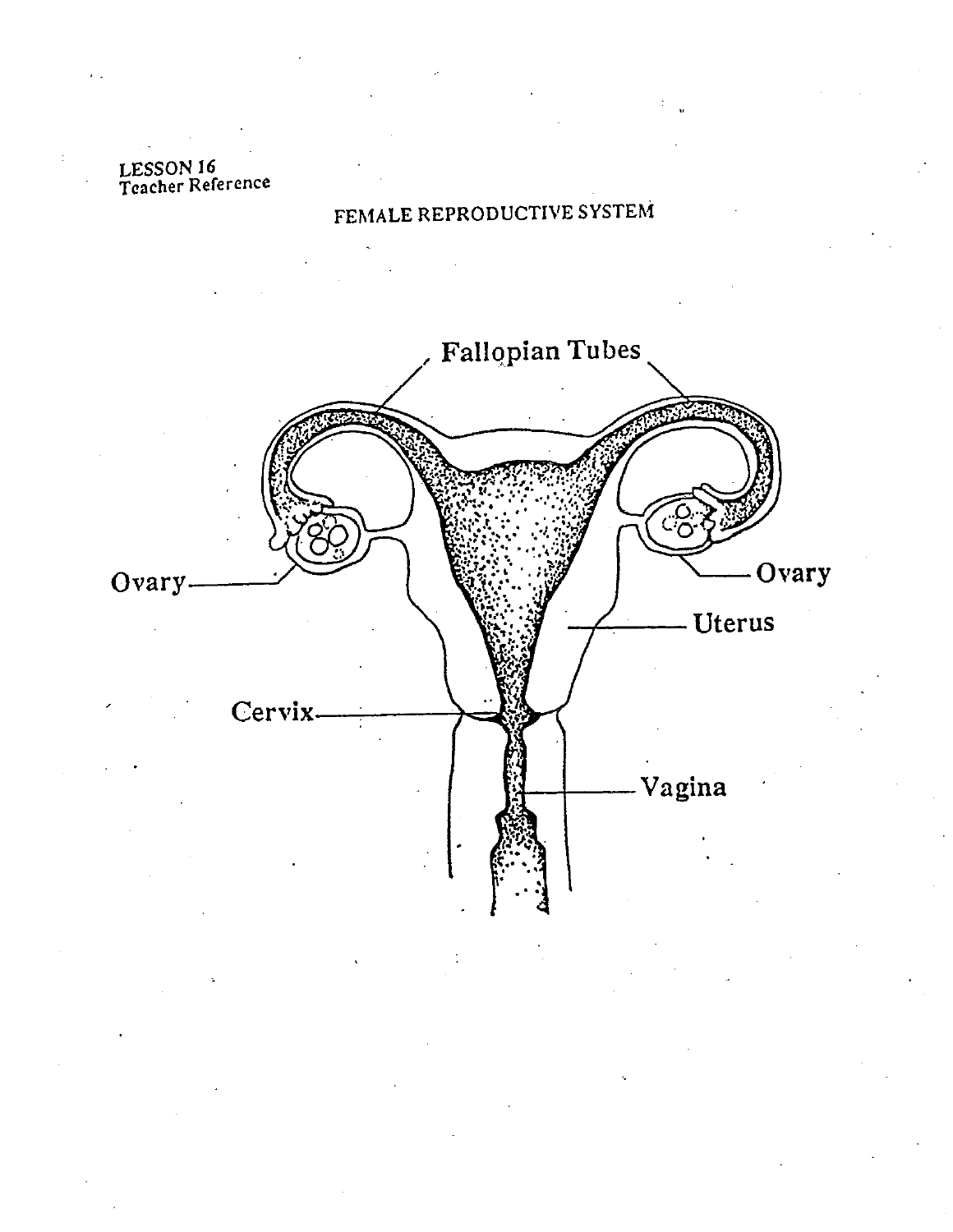LESSON 16
Teacher Reference

# FEMALE REPRODUCTIVE SYSTEM

Fallopian Tubes

Ovary

Ovary

Uterus

Cervix

Vagina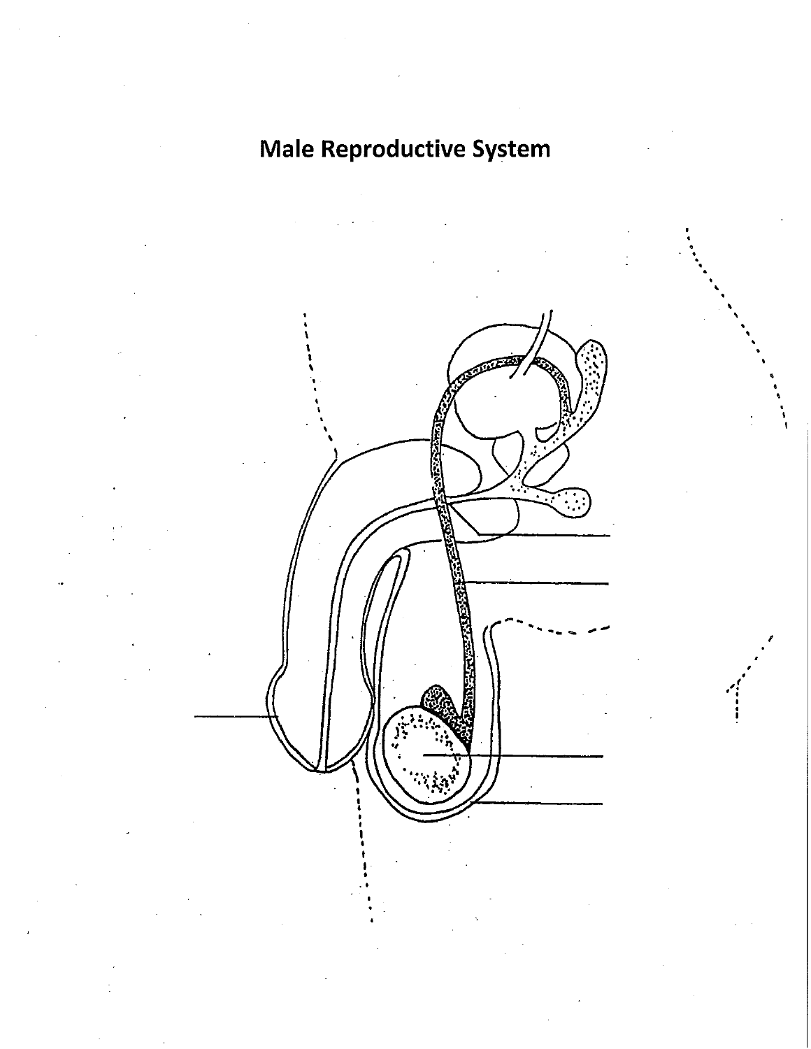# Male Reproductive System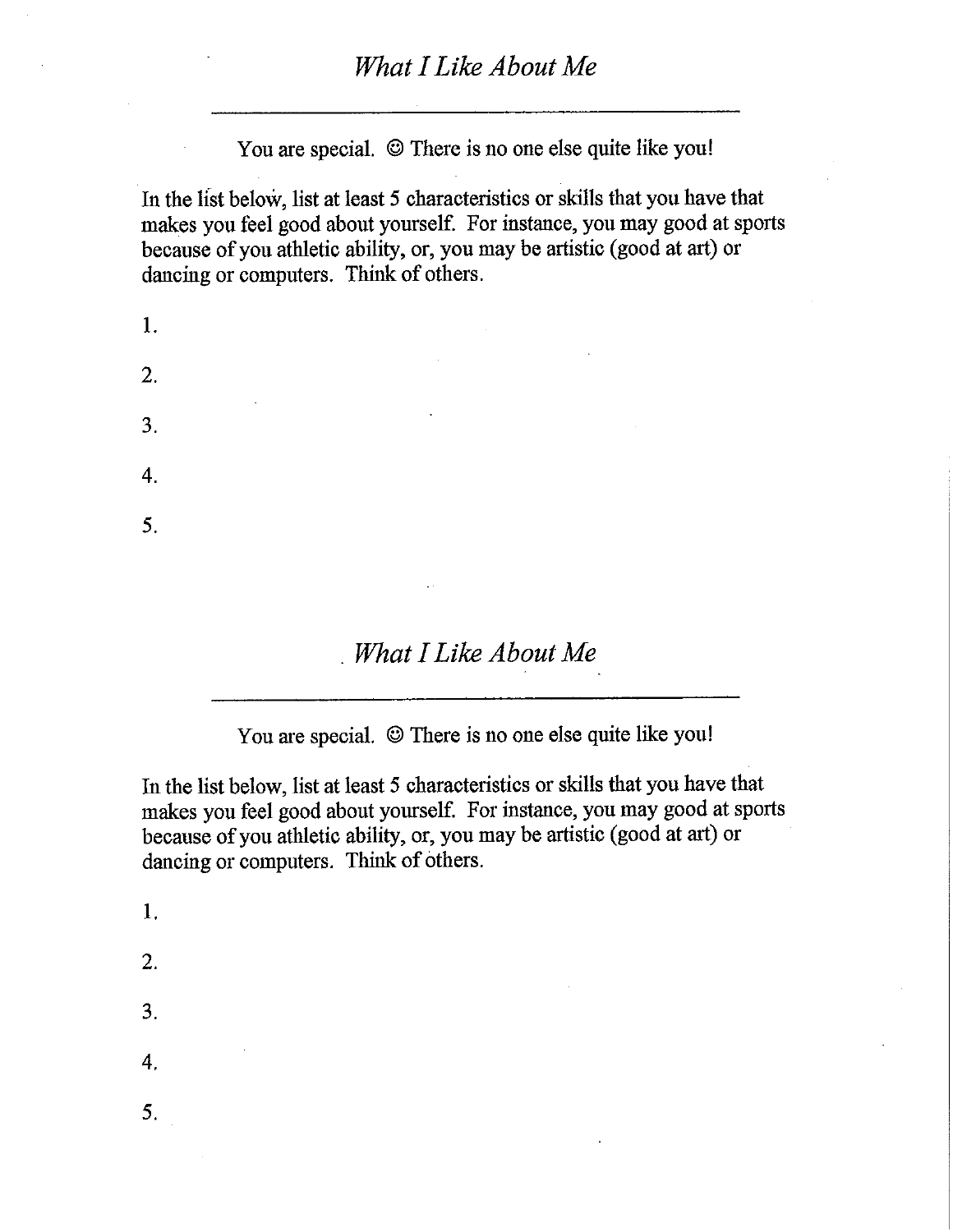## *What I Like About Me*

___

You are special. ☺ There is no one else quite like you!

In the list below, list at least 5 characteristics or skills that you have that makes you feel good about yourself. For instance, you may good at sports because of you athletic ability, or, you may be artistic (good at art) or dancing or computers. Think of others.

1.

2.

3.

4.

5.

## *What I Like About Me*

___

You are special. ☺ There is no one else quite like you!

In the list below, list at least 5 characteristics or skills that you have that makes you feel good about yourself. For instance, you may good at sports because of you athletic ability, or, you may be artistic (good at art) or dancing or computers. Think of others.

1.

2.

3.

4.

5.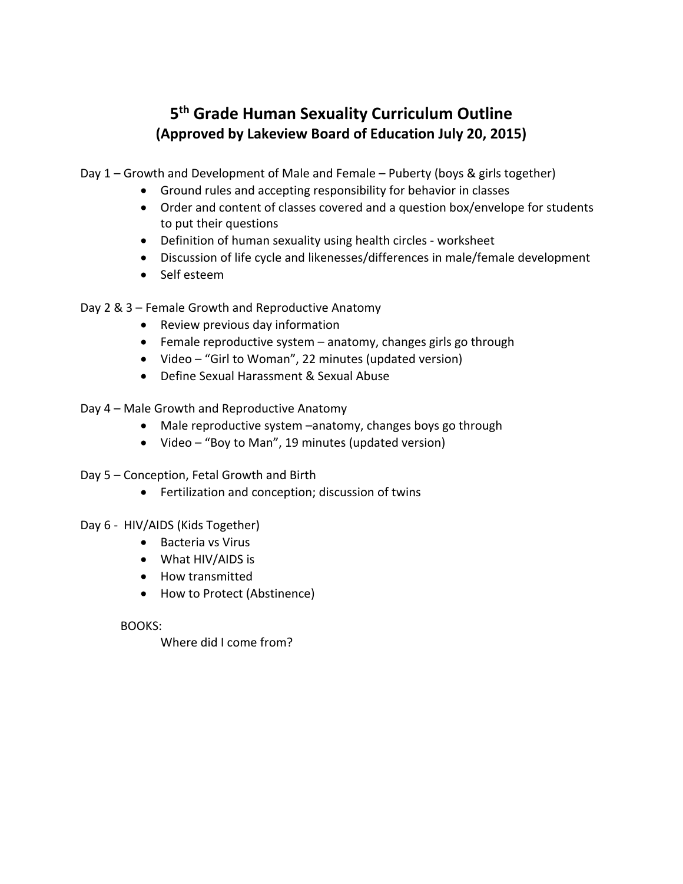# 5th Grade Human Sexuality Curriculum Outline
## (Approved by Lakeview Board of Education July 20, 2015)

Day 1 – Growth and Development of Male and Female – Puberty (boys & girls together)

- Ground rules and accepting responsibility for behavior in classes
- Order and content of classes covered and a question box/envelope for students to put their questions
- Definition of human sexuality using health circles - worksheet
- Discussion of life cycle and likenesses/differences in male/female development
- Self esteem

Day 2 & 3 – Female Growth and Reproductive Anatomy

- Review previous day information
- Female reproductive system – anatomy, changes girls go through
- Video – "Girl to Woman", 22 minutes (updated version)
- Define Sexual Harassment & Sexual Abuse

Day 4 – Male Growth and Reproductive Anatomy

- Male reproductive system –anatomy, changes boys go through
- Video – "Boy to Man", 19 minutes (updated version)

Day 5 – Conception, Fetal Growth and Birth

- Fertilization and conception; discussion of twins

Day 6 - HIV/AIDS (Kids Together)

- Bacteria vs Virus
- What HIV/AIDS is
- How transmitted
- How to Protect (Abstinence)

BOOKS:

Where did I come from?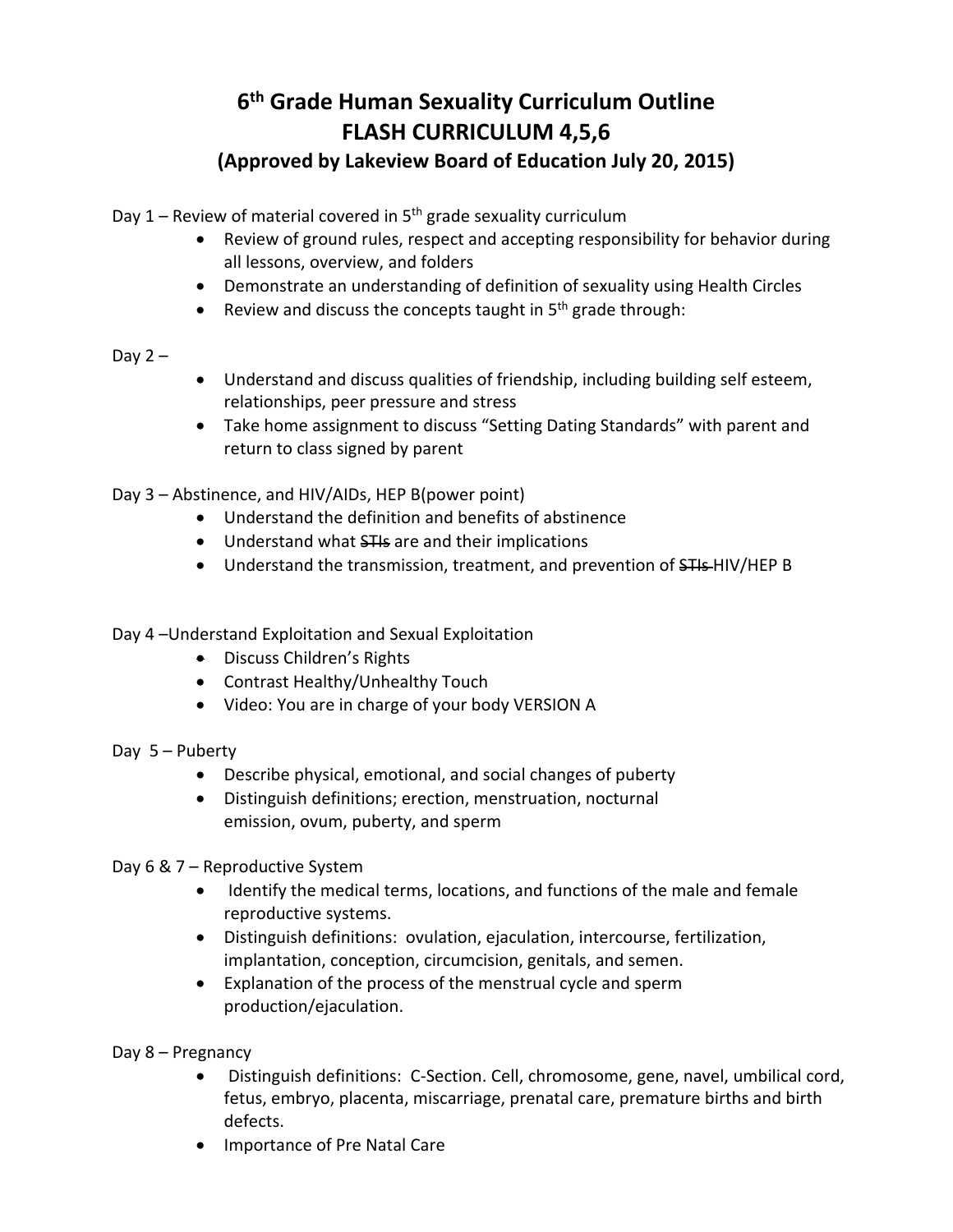# 6th Grade Human Sexuality Curriculum Outline
# FLASH CURRICULUM 4,5,6
## (Approved by Lakeview Board of Education July 20, 2015)

Day 1 – Review of material covered in 5th grade sexuality curriculum

- Review of ground rules, respect and accepting responsibility for behavior during all lessons, overview, and folders
- Demonstrate an understanding of definition of sexuality using Health Circles
- Review and discuss the concepts taught in 5th grade through:

Day 2 –

- Understand and discuss qualities of friendship, including building self esteem, relationships, peer pressure and stress
- Take home assignment to discuss "Setting Dating Standards" with parent and return to class signed by parent

Day 3 – Abstinence, and HIV/AIDs, HEP B(power point)

- Understand the definition and benefits of abstinence
- Understand what ~~STIs~~ are and their implications
- Understand the transmission, treatment, and prevention of ~~STIs~~ HIV/HEP B

Day 4 –Understand Exploitation and Sexual Exploitation

- Discuss Children's Rights
- Contrast Healthy/Unhealthy Touch
- Video: You are in charge of your body VERSION A

Day 5 – Puberty

- Describe physical, emotional, and social changes of puberty
- Distinguish definitions; erection, menstruation, nocturnal emission, ovum, puberty, and sperm

Day 6 & 7 – Reproductive System

- Identify the medical terms, locations, and functions of the male and female reproductive systems.
- Distinguish definitions: ovulation, ejaculation, intercourse, fertilization, implantation, conception, circumcision, genitals, and semen.
- Explanation of the process of the menstrual cycle and sperm production/ejaculation.

Day 8 – Pregnancy

- Distinguish definitions: C-Section. Cell, chromosome, gene, navel, umbilical cord, fetus, embryo, placenta, miscarriage, prenatal care, premature births and birth defects.
- Importance of Pre Natal Care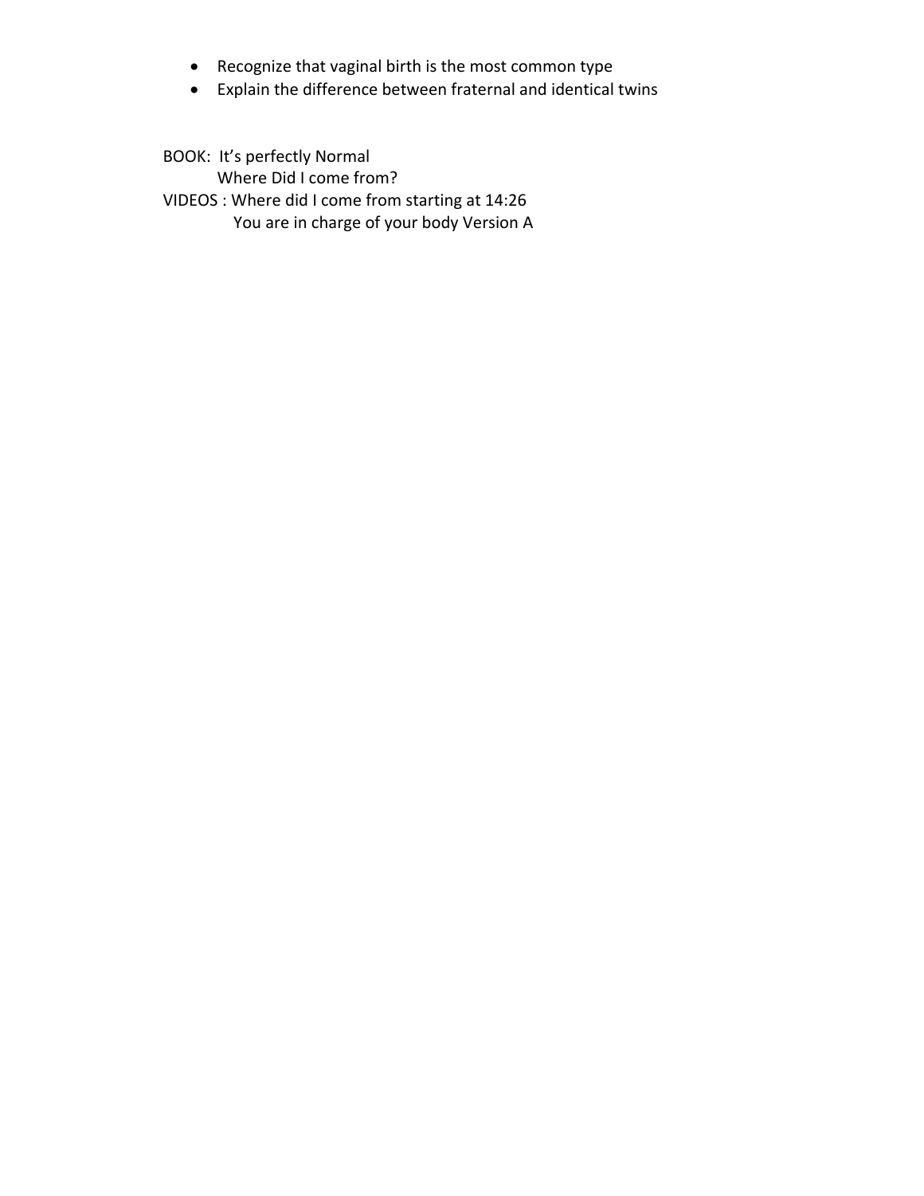- Recognize that vaginal birth is the most common type
- Explain the difference between fraternal and identical twins

BOOK: It's perfectly Normal
Where Did I come from?
VIDEOS : Where did I come from starting at 14:26
You are in charge of your body Version A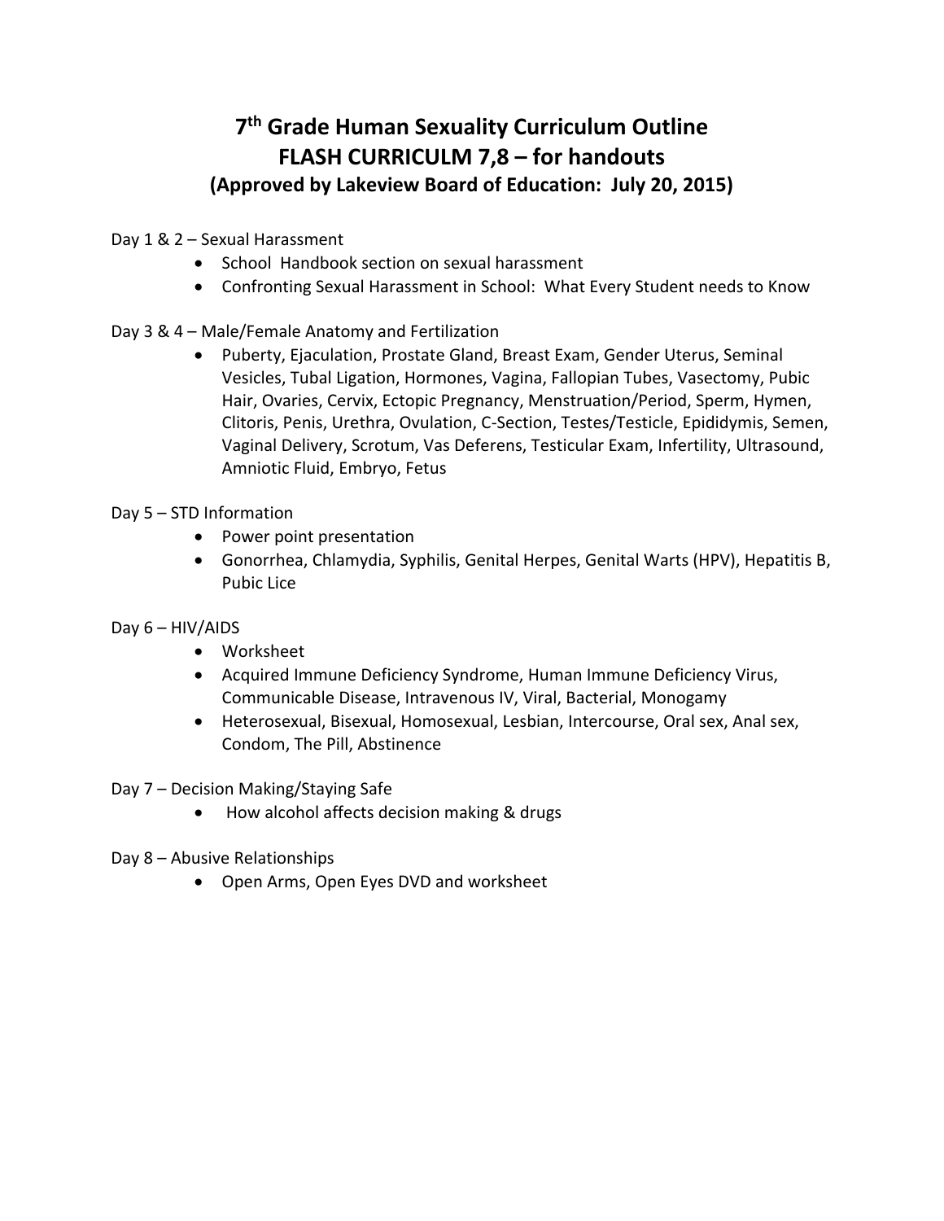# 7th Grade Human Sexuality Curriculum Outline
# FLASH CURRICULM 7,8 – for handouts
## (Approved by Lakeview Board of Education: July 20, 2015)

Day 1 & 2 – Sexual Harassment

- School Handbook section on sexual harassment
- Confronting Sexual Harassment in School: What Every Student needs to Know

Day 3 & 4 – Male/Female Anatomy and Fertilization

- Puberty, Ejaculation, Prostate Gland, Breast Exam, Gender Uterus, Seminal Vesicles, Tubal Ligation, Hormones, Vagina, Fallopian Tubes, Vasectomy, Pubic Hair, Ovaries, Cervix, Ectopic Pregnancy, Menstruation/Period, Sperm, Hymen, Clitoris, Penis, Urethra, Ovulation, C-Section, Testes/Testicle, Epididymis, Semen, Vaginal Delivery, Scrotum, Vas Deferens, Testicular Exam, Infertility, Ultrasound, Amniotic Fluid, Embryo, Fetus

Day 5 – STD Information

- Power point presentation
- Gonorrhea, Chlamydia, Syphilis, Genital Herpes, Genital Warts (HPV), Hepatitis B, Pubic Lice

Day 6 – HIV/AIDS

- Worksheet
- Acquired Immune Deficiency Syndrome, Human Immune Deficiency Virus, Communicable Disease, Intravenous IV, Viral, Bacterial, Monogamy
- Heterosexual, Bisexual, Homosexual, Lesbian, Intercourse, Oral sex, Anal sex, Condom, The Pill, Abstinence

Day 7 – Decision Making/Staying Safe

- How alcohol affects decision making & drugs

Day 8 – Abusive Relationships

- Open Arms, Open Eyes DVD and worksheet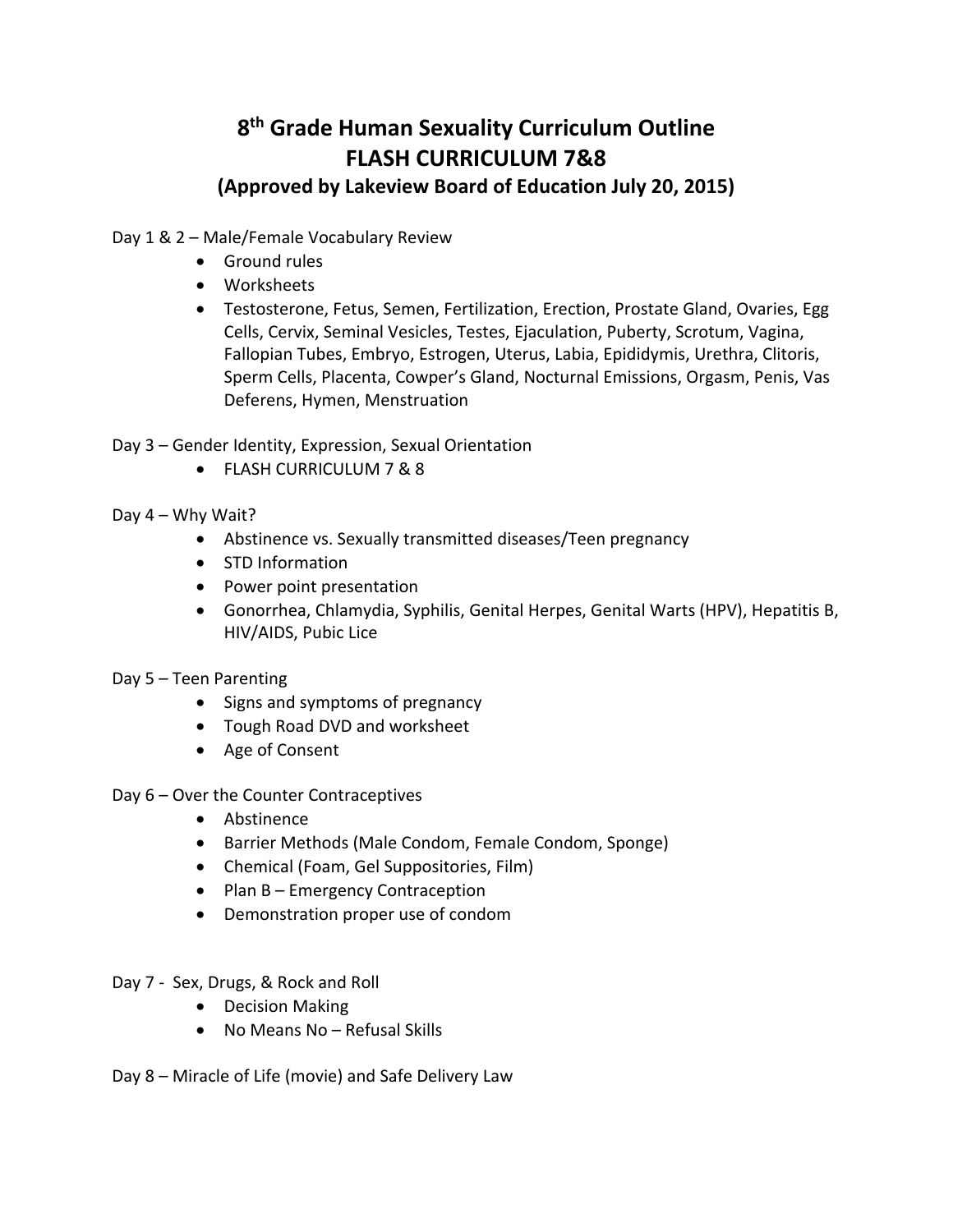# 8th Grade Human Sexuality Curriculum Outline
# FLASH CURRICULUM 7&8
## (Approved by Lakeview Board of Education July 20, 2015)

Day 1 & 2 – Male/Female Vocabulary Review

- Ground rules
- Worksheets
- Testosterone, Fetus, Semen, Fertilization, Erection, Prostate Gland, Ovaries, Egg Cells, Cervix, Seminal Vesicles, Testes, Ejaculation, Puberty, Scrotum, Vagina, Fallopian Tubes, Embryo, Estrogen, Uterus, Labia, Epididymis, Urethra, Clitoris, Sperm Cells, Placenta, Cowper's Gland, Nocturnal Emissions, Orgasm, Penis, Vas Deferens, Hymen, Menstruation

Day 3 – Gender Identity, Expression, Sexual Orientation

- FLASH CURRICULUM 7 & 8

Day 4 – Why Wait?

- Abstinence vs. Sexually transmitted diseases/Teen pregnancy
- STD Information
- Power point presentation
- Gonorrhea, Chlamydia, Syphilis, Genital Herpes, Genital Warts (HPV), Hepatitis B, HIV/AIDS, Pubic Lice

Day 5 – Teen Parenting

- Signs and symptoms of pregnancy
- Tough Road DVD and worksheet
- Age of Consent

Day 6 – Over the Counter Contraceptives

- Abstinence
- Barrier Methods (Male Condom, Female Condom, Sponge)
- Chemical (Foam, Gel Suppositories, Film)
- Plan B – Emergency Contraception
- Demonstration proper use of condom

Day 7 - Sex, Drugs, & Rock and Roll

- Decision Making
- No Means No – Refusal Skills

Day 8 – Miracle of Life (movie) and Safe Delivery Law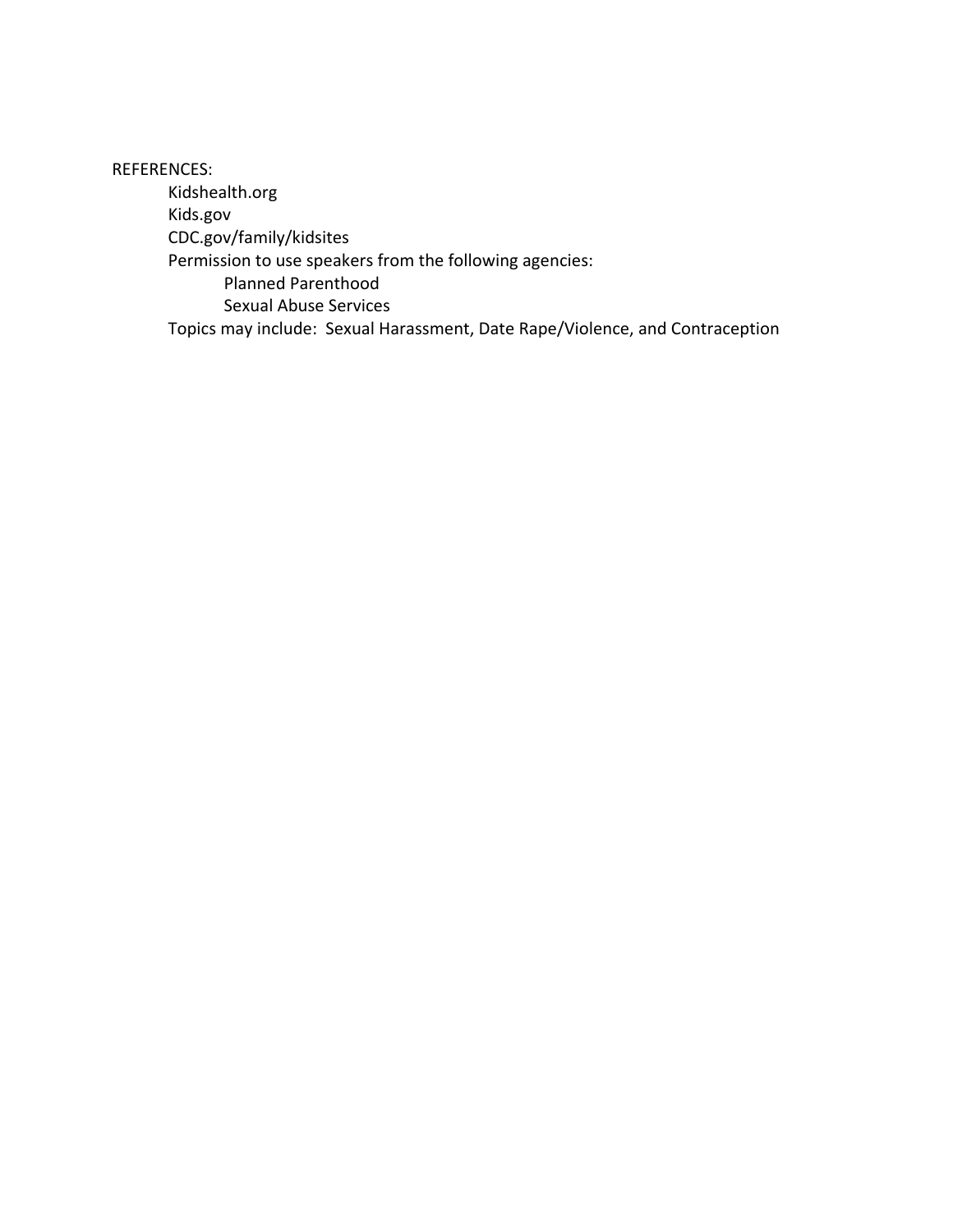REFERENCES:

- Kidshealth.org
- Kids.gov
- CDC.gov/family/kidsites
- Permission to use speakers from the following agencies:
  - Planned Parenthood
  - Sexual Abuse Services
- Topics may include: Sexual Harassment, Date Rape/Violence, and Contraception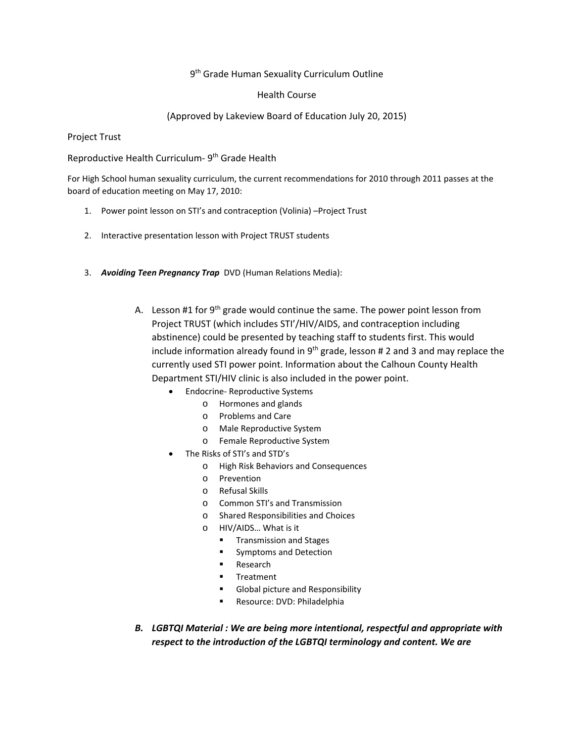9th Grade Human Sexuality Curriculum Outline

Health Course

(Approved by Lakeview Board of Education July 20, 2015)

Project Trust

Reproductive Health Curriculum- 9th Grade Health

For High School human sexuality curriculum, the current recommendations for 2010 through 2011 passes at the board of education meeting on May 17, 2010:

1. Power point lesson on STI's and contraception (Volinia) –Project Trust

2. Interactive presentation lesson with Project TRUST students

3. ***Avoiding Teen Pregnancy Trap*** DVD (Human Relations Media):

   A. Lesson #1 for 9th grade would continue the same. The power point lesson from Project TRUST (which includes STI'/HIV/AIDS, and contraception including abstinence) could be presented by teaching staff to students first. This would include information already found in 9th grade, lesson # 2 and 3 and may replace the currently used STI power point. Information about the Calhoun County Health Department STI/HIV clinic is also included in the power point.
      - Endocrine- Reproductive Systems
        - Hormones and glands
        - Problems and Care
        - Male Reproductive System
        - Female Reproductive System
      - The Risks of STI's and STD's
        - High Risk Behaviors and Consequences
        - Prevention
        - Refusal Skills
        - Common STI's and Transmission
        - Shared Responsibilities and Choices
        - HIV/AIDS… What is it
          - Transmission and Stages
          - Symptoms and Detection
          - Research
          - Treatment
          - Global picture and Responsibility
          - Resource: DVD: Philadelphia

   B. ***LGBTQI Material : We are being more intentional, respectful and appropriate with respect to the introduction of the LGBTQI terminology and content. We are***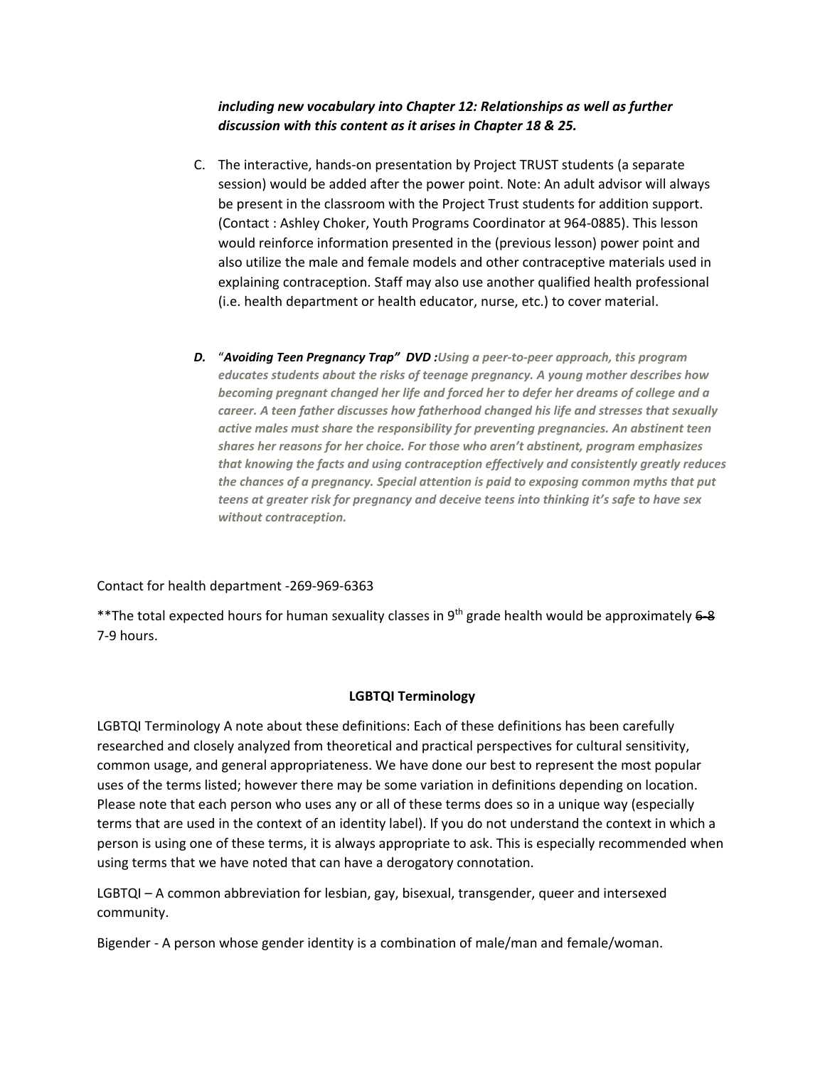***including new vocabulary into Chapter 12: Relationships as well as further discussion with this content as it arises in Chapter 18 & 25.***

C. The interactive, hands-on presentation by Project TRUST students (a separate session) would be added after the power point. Note: An adult advisor will always be present in the classroom with the Project Trust students for addition support. (Contact : Ashley Choker, Youth Programs Coordinator at 964-0885). This lesson would reinforce information presented in the (previous lesson) power point and also utilize the male and female models and other contraceptive materials used in explaining contraception. Staff may also use another qualified health professional (i.e. health department or health educator, nurse, etc.) to cover material.

***D.*** "***Avoiding Teen Pregnancy Trap" DVD :****Using a peer-to-peer approach, this program educates students about the risks of teenage pregnancy. A young mother describes how becoming pregnant changed her life and forced her to defer her dreams of college and a career. A teen father discusses how fatherhood changed his life and stresses that sexually active males must share the responsibility for preventing pregnancies. An abstinent teen shares her reasons for her choice. For those who aren't abstinent, program emphasizes that knowing the facts and using contraception effectively and consistently greatly reduces the chances of a pregnancy. Special attention is paid to exposing common myths that put teens at greater risk for pregnancy and deceive teens into thinking it's safe to have sex without contraception.***

Contact for health department -269-969-6363

**The total expected hours for human sexuality classes in 9th grade health would be approximately ~~6-8~~ 7-9 hours.

**LGBTQI Terminology**

LGBTQI Terminology A note about these definitions: Each of these definitions has been carefully researched and closely analyzed from theoretical and practical perspectives for cultural sensitivity, common usage, and general appropriateness. We have done our best to represent the most popular uses of the terms listed; however there may be some variation in definitions depending on location. Please note that each person who uses any or all of these terms does so in a unique way (especially terms that are used in the context of an identity label). If you do not understand the context in which a person is using one of these terms, it is always appropriate to ask. This is especially recommended when using terms that we have noted that can have a derogatory connotation.

LGBTQI – A common abbreviation for lesbian, gay, bisexual, transgender, queer and intersexed community.

Bigender - A person whose gender identity is a combination of male/man and female/woman.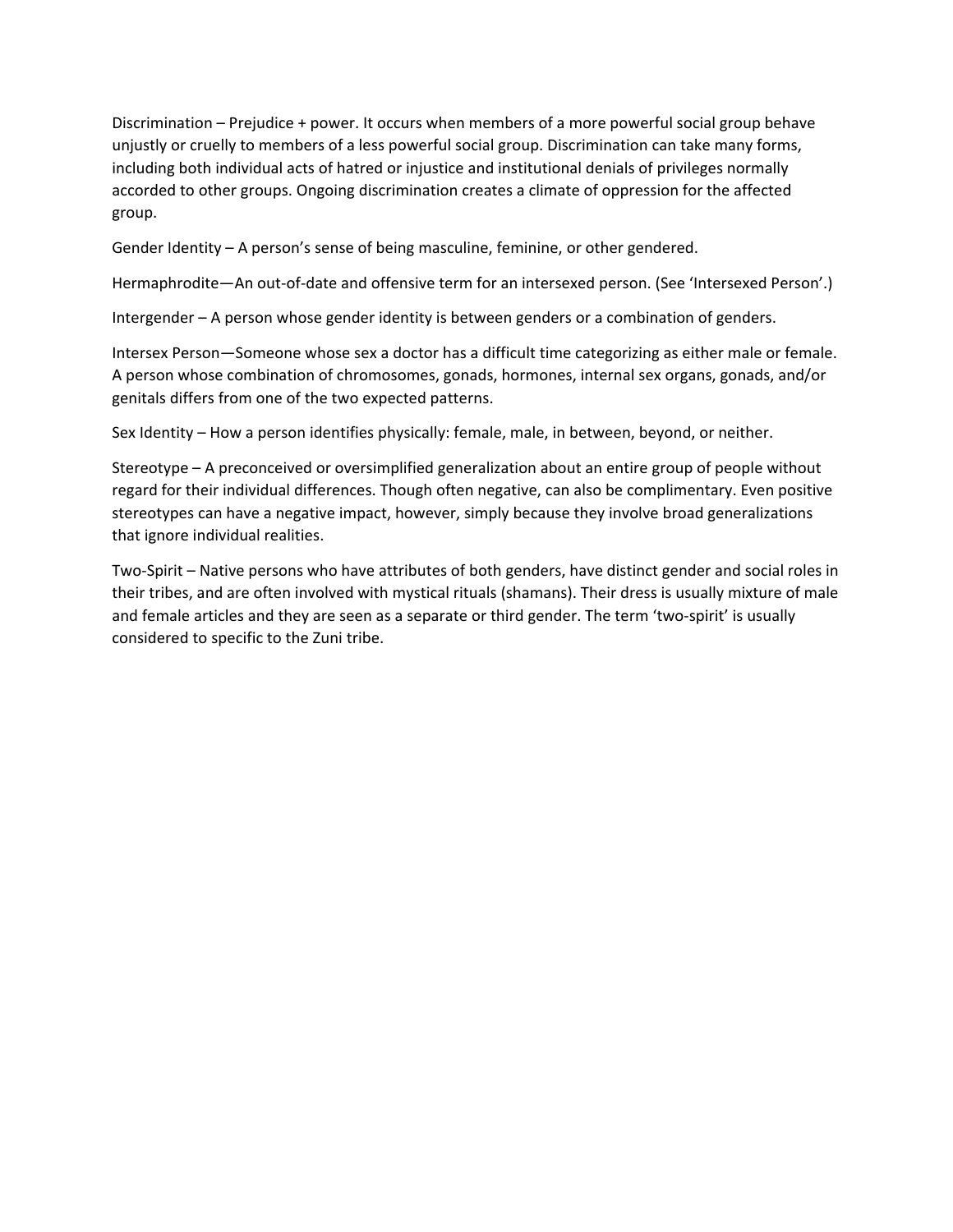Discrimination – Prejudice + power. It occurs when members of a more powerful social group behave unjustly or cruelly to members of a less powerful social group. Discrimination can take many forms, including both individual acts of hatred or injustice and institutional denials of privileges normally accorded to other groups. Ongoing discrimination creates a climate of oppression for the affected group.

Gender Identity – A person's sense of being masculine, feminine, or other gendered.

Hermaphrodite—An out-of-date and offensive term for an intersexed person. (See 'Intersexed Person'.)

Intergender – A person whose gender identity is between genders or a combination of genders.

Intersex Person—Someone whose sex a doctor has a difficult time categorizing as either male or female. A person whose combination of chromosomes, gonads, hormones, internal sex organs, gonads, and/or genitals differs from one of the two expected patterns.

Sex Identity – How a person identifies physically: female, male, in between, beyond, or neither.

Stereotype – A preconceived or oversimplified generalization about an entire group of people without regard for their individual differences. Though often negative, can also be complimentary. Even positive stereotypes can have a negative impact, however, simply because they involve broad generalizations that ignore individual realities.

Two-Spirit – Native persons who have attributes of both genders, have distinct gender and social roles in their tribes, and are often involved with mystical rituals (shamans). Their dress is usually mixture of male and female articles and they are seen as a separate or third gender. The term 'two-spirit' is usually considered to specific to the Zuni tribe.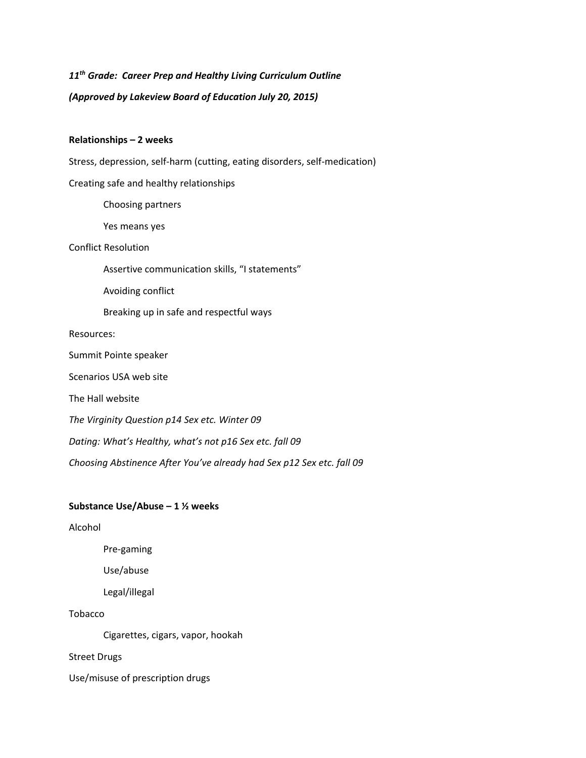***11th Grade: Career Prep and Healthy Living Curriculum Outline***

***(Approved by Lakeview Board of Education July 20, 2015)***

**Relationships – 2 weeks**

Stress, depression, self-harm (cutting, eating disorders, self-medication)

Creating safe and healthy relationships

- Choosing partners
- Yes means yes

Conflict Resolution

- Assertive communication skills, "I statements"
- Avoiding conflict
- Breaking up in safe and respectful ways

Resources:

Summit Pointe speaker

Scenarios USA web site

The Hall website

*The Virginity Question p14 Sex etc. Winter 09*

*Dating: What's Healthy, what's not p16 Sex etc. fall 09*

*Choosing Abstinence After You've already had Sex p12 Sex etc. fall 09*

**Substance Use/Abuse – 1 ½ weeks**

Alcohol

- Pre-gaming
- Use/abuse
- Legal/illegal

Tobacco

- Cigarettes, cigars, vapor, hookah

Street Drugs

Use/misuse of prescription drugs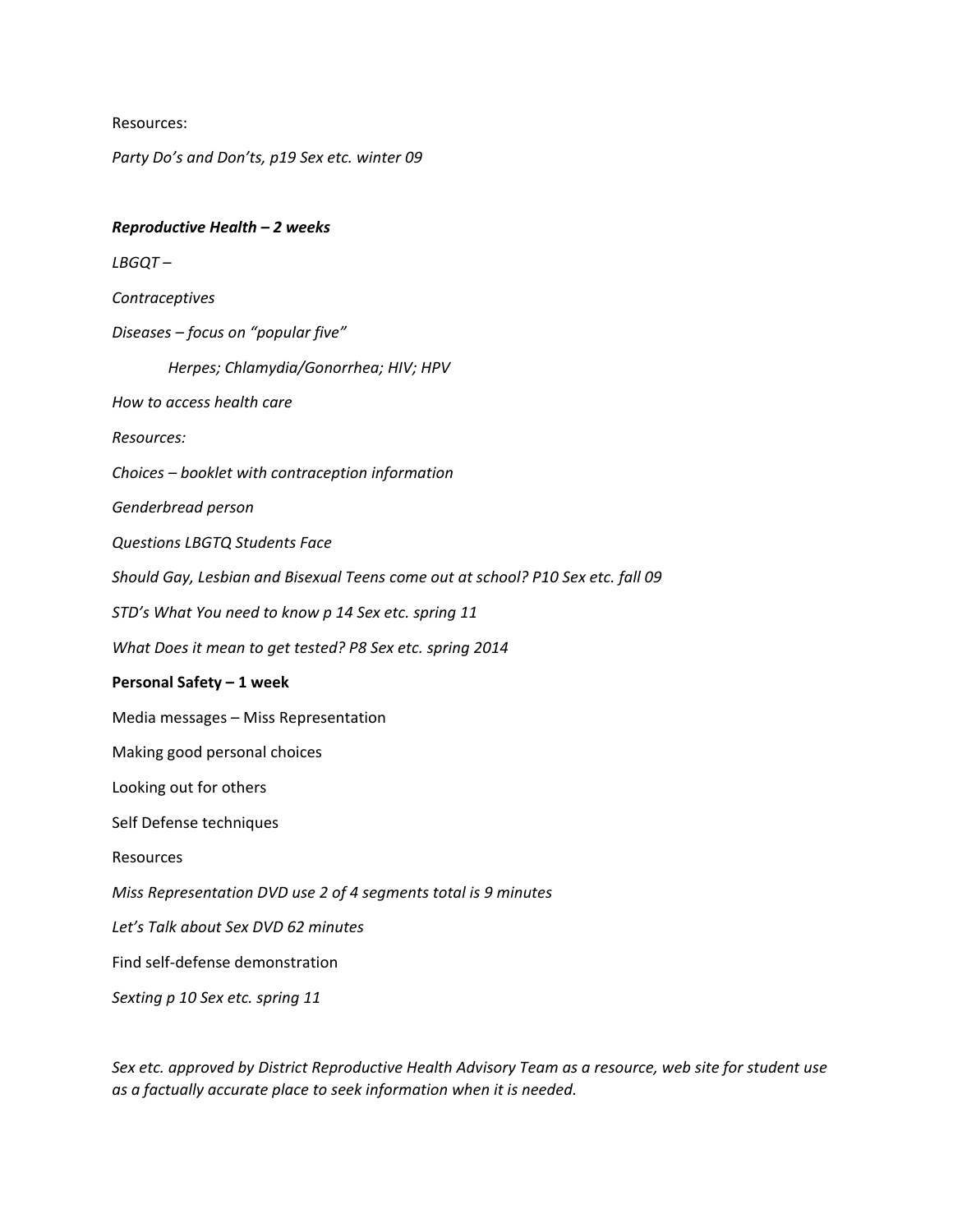Resources:

*Party Do's and Don'ts, p19 Sex etc. winter 09*

***Reproductive Health – 2 weeks***

*LBGQT –*

*Contraceptives*

*Diseases – focus on "popular five"*

*Herpes; Chlamydia/Gonorrhea; HIV; HPV*

*How to access health care*

*Resources:*

*Choices – booklet with contraception information*

*Genderbread person*

*Questions LBGTQ Students Face*

*Should Gay, Lesbian and Bisexual Teens come out at school? P10 Sex etc. fall 09*

*STD's What You need to know p 14 Sex etc. spring 11*

*What Does it mean to get tested? P8 Sex etc. spring 2014*

**Personal Safety – 1 week**

Media messages – Miss Representation

Making good personal choices

Looking out for others

Self Defense techniques

Resources

*Miss Representation DVD use 2 of 4 segments total is 9 minutes*

*Let's Talk about Sex DVD 62 minutes*

Find self-defense demonstration

*Sexting p 10 Sex etc. spring 11*

*Sex etc. approved by District Reproductive Health Advisory Team as a resource, web site for student use as a factually accurate place to seek information when it is needed.*